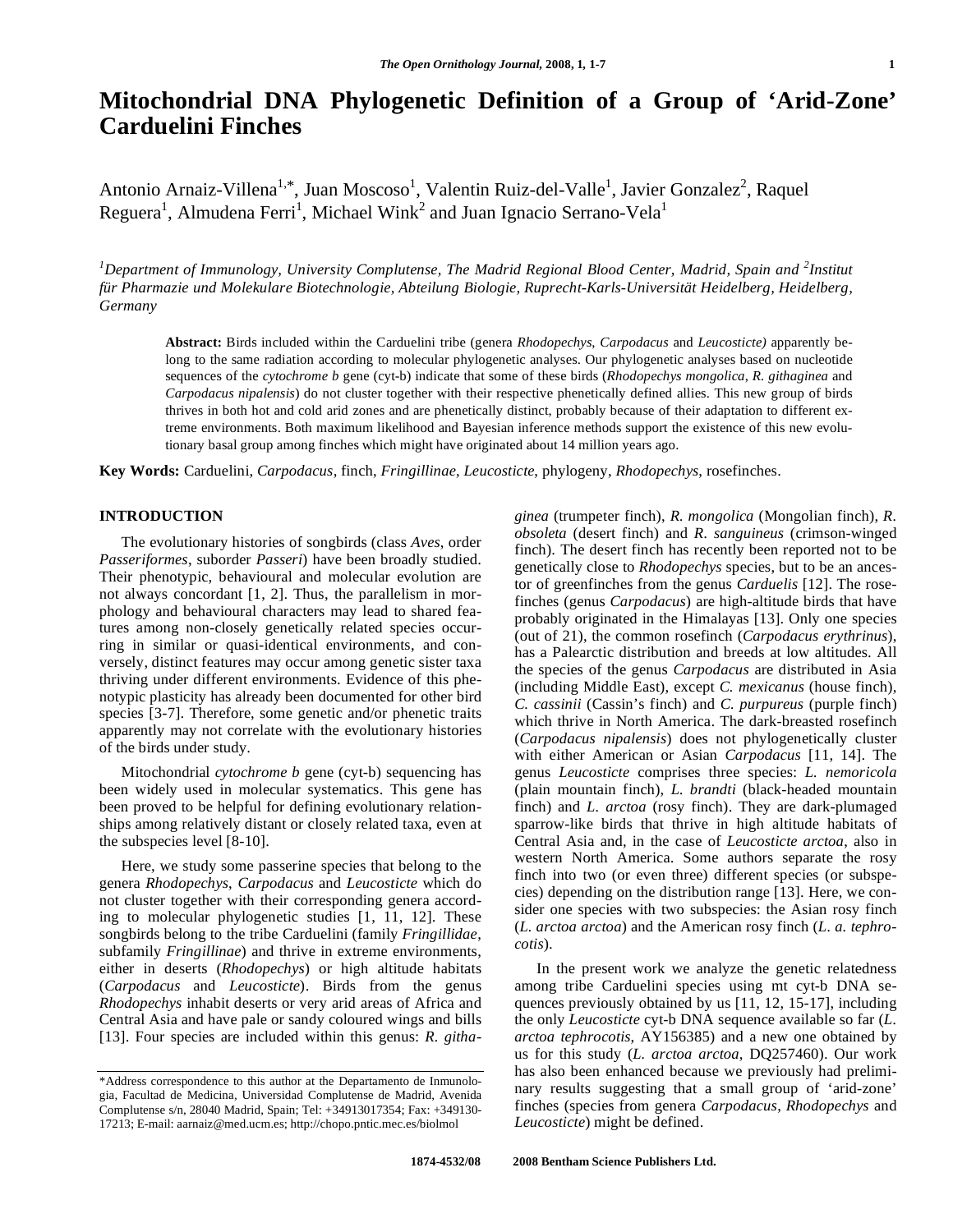# Mitochondrial DNA Phylogenetic Definition of a Group of 'Arid-Zone' Carduelini Finches

Antonio Arnaiz-Villena[1,*], Juan Moscoso[1], Valentin Ruiz-del-Valle[1], Javier Gonzalez[2], Raquel Reguera[1], Almudena Ferri[1], Michael Wink[2] and Juan Ignacio Serrano-Vela[1]

[1]*Department of Immunology, University Complutense, The Madrid Regional Blood Center, Madrid, Spain and* [2]*Institut für Pharmazie und Molekulare Biotechnologie, Abteilung Biologie, Ruprecht-Karls-Universität Heidelberg, Heidelberg, Germany*

**Abstract:** Birds included within the Carduelini tribe (genera *Rhodopechys*, *Carpodacus* and *Leucosticte)* apparently belong to the same radiation according to molecular phylogenetic analyses. Our phylogenetic analyses based on nucleotide sequences of the *cytochrome b* gene (cyt-b) indicate that some of these birds (*Rhodopechys mongolica*, *R. githaginea* and *Carpodacus nipalensis*) do not cluster together with their respective phenetically defined allies. This new group of birds thrives in both hot and cold arid zones and are phenetically distinct, probably because of their adaptation to different extreme environments. Both maximum likelihood and Bayesian inference methods support the existence of this new evolutionary basal group among finches which might have originated about 14 million years ago.

**Key Words:** Carduelini, *Carpodacus*, finch, *Fringillinae*, *Leucosticte*, phylogeny, *Rhodopechys*, rosefinches.

## INTRODUCTION

The evolutionary histories of songbirds (class *Aves*, order *Passeriformes*, suborder *Passeri*) have been broadly studied. Their phenotypic, behavioural and molecular evolution are not always concordant [1, 2]. Thus, the parallelism in morphology and behavioural characters may lead to shared features among non-closely genetically related species occurring in similar or quasi-identical environments, and conversely, distinct features may occur among genetic sister taxa thriving under different environments. Evidence of this phenotypic plasticity has already been documented for other bird species [3-7]. Therefore, some genetic and/or phenetic traits apparently may not correlate with the evolutionary histories of the birds under study.

Mitochondrial *cytochrome b* gene (cyt-b) sequencing has been widely used in molecular systematics. This gene has been proved to be helpful for defining evolutionary relationships among relatively distant or closely related taxa, even at the subspecies level [8-10].

Here, we study some passerine species that belong to the genera *Rhodopechys*, *Carpodacus* and *Leucosticte* which do not cluster together with their corresponding genera according to molecular phylogenetic studies [1, 11, 12]. These songbirds belong to the tribe Carduelini (family *Fringillidae*, subfamily *Fringillinae*) and thrive in extreme environments, either in deserts (*Rhodopechys*) or high altitude habitats (*Carpodacus* and *Leucosticte*). Birds from the genus *Rhodopechys* inhabit deserts or very arid areas of Africa and Central Asia and have pale or sandy coloured wings and bills [13]. Four species are included within this genus: *R. githaginea* (trumpeter finch), *R. mongolica* (Mongolian finch), *R. obsoleta* (desert finch) and *R. sanguineus* (crimson-winged finch). The desert finch has recently been reported not to be genetically close to *Rhodopechys* species, but to be an ancestor of greenfinches from the genus *Carduelis* [12]. The rosefinches (genus *Carpodacus*) are high-altitude birds that have probably originated in the Himalayas [13]. Only one species (out of 21), the common rosefinch (*Carpodacus erythrinus*), has a Palearctic distribution and breeds at low altitudes. All the species of the genus *Carpodacus* are distributed in Asia (including Middle East), except *C. mexicanus* (house finch), *C. cassinii* (Cassin's finch) and *C. purpureus* (purple finch) which thrive in North America. The dark-breasted rosefinch (*Carpodacus nipalensis*) does not phylogenetically cluster with either American or Asian *Carpodacus* [11, 14]. The genus *Leucosticte* comprises three species: *L. nemoricola* (plain mountain finch), *L. brandti* (black-headed mountain finch) and *L. arctoa* (rosy finch). They are dark-plumaged sparrow-like birds that thrive in high altitude habitats of Central Asia and, in the case of *Leucosticte arctoa*, also in western North America. Some authors separate the rosy finch into two (or even three) different species (or subspecies) depending on the distribution range [13]. Here, we consider one species with two subspecies: the Asian rosy finch (*L. arctoa arctoa*) and the American rosy finch (*L. a. tephrocotis*).

In the present work we analyze the genetic relatedness among tribe Carduelini species using mt cyt-b DNA sequences previously obtained by us [11, 12, 15-17], including the only *Leucosticte* cyt-b DNA sequence available so far (*L. arctoa tephrocotis*, AY156385) and a new one obtained by us for this study (*L. arctoa arctoa*, DQ257460). Our work has also been enhanced because we previously had preliminary results suggesting that a small group of 'arid-zone' finches (species from genera *Carpodacus*, *Rhodopechys* and *Leucosticte*) might be defined.

*Address correspondence to this author at the Departamento de Inmunología, Facultad de Medicina, Universidad Complutense de Madrid, Avenida Complutense s/n, 28040 Madrid, Spain; Tel: +34913017354; Fax: +349130-17213; E-mail: aarnaiz@med.ucm.es; http://chopo.pntic.mec.es/biolmol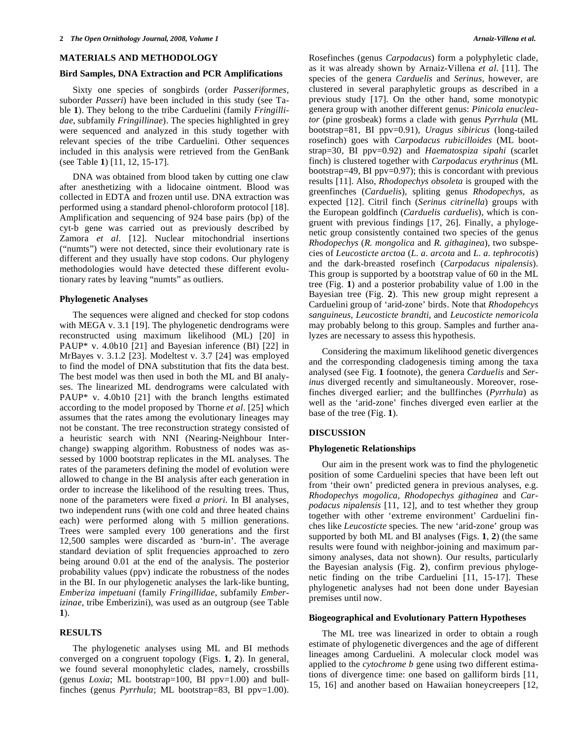## MATERIALS AND METHODOLOGY

### Bird Samples, DNA Extraction and PCR Amplifications

Sixty one species of songbirds (order *Passeriformes*, suborder *Passeri*) have been included in this study (see Table **1**). They belong to the tribe Carduelini (family *Fringillidae*, subfamily *Fringillinae*). The species highlighted in grey were sequenced and analyzed in this study together with relevant species of the tribe Carduelini. Other sequences included in this analysis were retrieved from the GenBank (see Table **1**) [11, 12, 15-17].

DNA was obtained from blood taken by cutting one claw after anesthetizing with a lidocaine ointment. Blood was collected in EDTA and frozen until use. DNA extraction was performed using a standard phenol-chloroform protocol [18]. Amplification and sequencing of 924 base pairs (bp) of the cyt-b gene was carried out as previously described by Zamora *et al*. [12]. Nuclear mitochondrial insertions ("numts") were not detected, since their evolutionary rate is different and they usually have stop codons. Our phylogeny methodologies would have detected these different evolutionary rates by leaving "numts" as outliers.

### Phylogenetic Analyses

The sequences were aligned and checked for stop codons with MEGA v. 3.1 [19]. The phylogenetic dendrograms were reconstructed using maximum likelihood (ML) [20] in PAUP* v. 4.0b10 [21] and Bayesian inference (BI) [22] in MrBayes v. 3.1.2 [23]. Modeltest v. 3.7 [24] was employed to find the model of DNA substitution that fits the data best. The best model was then used in both the ML and BI analyses. The linearized ML dendrograms were calculated with PAUP* v. 4.0b10 [21] with the branch lengths estimated according to the model proposed by Thorne *et al*. [25] which assumes that the rates among the evolutionary lineages may not be constant. The tree reconstruction strategy consisted of a heuristic search with NNI (Nearing-Neighbour Interchange) swapping algorithm. Robustness of nodes was assessed by 1000 bootstrap replicates in the ML analyses. The rates of the parameters defining the model of evolution were allowed to change in the BI analysis after each generation in order to increase the likelihood of the resulting trees. Thus, none of the parameters were fixed *a priori*. In BI analyses, two independent runs (with one cold and three heated chains each) were performed along with 5 million generations. Trees were sampled every 100 generations and the first 12,500 samples were discarded as 'burn-in'. The average standard deviation of split frequencies approached to zero being around 0.01 at the end of the analysis. The posterior probability values (ppv) indicate the robustness of the nodes in the BI. In our phylogenetic analyses the lark-like bunting, *Emberiza impetuani* (family *Fringillidae*, subfamily *Emberizinae*, tribe Emberizini), was used as an outgroup (see Table **1**).

## RESULTS

The phylogenetic analyses using ML and BI methods converged on a congruent topology (Figs. **1**, **2**). In general, we found several monophyletic clades, namely, crossbills (genus *Loxia*; ML bootstrap=100, BI ppv=1.00) and bullfinches (genus *Pyrrhula*; ML bootstrap=83, BI ppv=1.00). Rosefinches (genus *Carpodacus*) form a polyphyletic clade, as it was already shown by Arnaiz-Villena *et al*. [11]. The species of the genera *Carduelis* and *Serinus*, however, are clustered in several paraphyletic groups as described in a previous study [17]. On the other hand, some monotypic genera group with another different genus: *Pinicola enucleator* (pine grosbeak) forms a clade with genus *Pyrrhula* (ML bootstrap=81, BI ppv=0.91), *Uragus sibiricus* (long-tailed rosefinch) goes with *Carpodacus rubicilloides* (ML bootstrap=30, BI ppv=0.92) and *Haematospiza sipahi* (scarlet finch) is clustered together with *Carpodacus erythrinus* (ML bootstrap=49, BI ppv=0.97); this is concordant with previous results [11]. Also, *Rhodopechys obsoleta* is grouped with the greenfinches (*Carduelis*), spliting genus *Rhodopechys*, as expected [12]. Citril finch (*Serinus citrinella*) groups with the European goldfinch (*Carduelis carduelis*), which is congruent with previous findings [17, 26]. Finally, a phylogenetic group consistently contained two species of the genus *Rhodopechys* (*R. mongolica* and *R. githaginea*), two subspecies of *Leucosticte arctoa* (*L. a. arcota* and *L. a. tephrocotis*) and the dark-breasted rosefinch (*Carpodacus nipalensis*). This group is supported by a bootstrap value of 60 in the ML tree (Fig. **1**) and a posterior probability value of 1.00 in the Bayesian tree (Fig. **2**). This new group might represent a Carduelini group of 'arid-zone' birds. Note that *Rhodopehcys sanguineus*, *Leucosticte brandti*, and *Leucosticte nemoricola* may probably belong to this group. Samples and further analyzes are necessary to assess this hypothesis.

Considering the maximum likelihood genetic divergences and the corresponding cladogenesis timing among the taxa analysed (see Fig. **1** footnote), the genera *Carduelis* and *Serinus* diverged recently and simultaneously. Moreover, rosefinches diverged earlier; and the bullfinches (*Pyrrhula*) as well as the 'arid-zone' finches diverged even earlier at the base of the tree (Fig. **1**).

## DISCUSSION

### Phylogenetic Relationships

Our aim in the present work was to find the phylogenetic position of some Carduelini species that have been left out from 'their own' predicted genera in previous analyses, e.g. *Rhodopechys mogolica*, *Rhodopechys githaginea* and *Carpodacus nipalensis* [11, 12], and to test whether they group together with other 'extreme environment' Carduelini finches like *Leucosticte* species. The new 'arid-zone' group was supported by both ML and BI analyses (Figs. **1**, **2**) (the same results were found with neighbor-joining and maximum parsimony analyses, data not shown). Our results, particularly the Bayesian analysis (Fig. **2**), confirm previous phylogenetic finding on the tribe Carduelini [11, 15-17]. These phylogenetic analyses had not been done under Bayesian premises until now.

### Biogeographical and Evolutionary Pattern Hypotheses

The ML tree was linearized in order to obtain a rough estimate of phylogenetic divergences and the age of different lineages among Carduelini. A molecular clock model was applied to the *cytochrome b* gene using two different estimations of divergence time: one based on galliform birds [11, 15, 16] and another based on Hawaiian honeycreepers [12,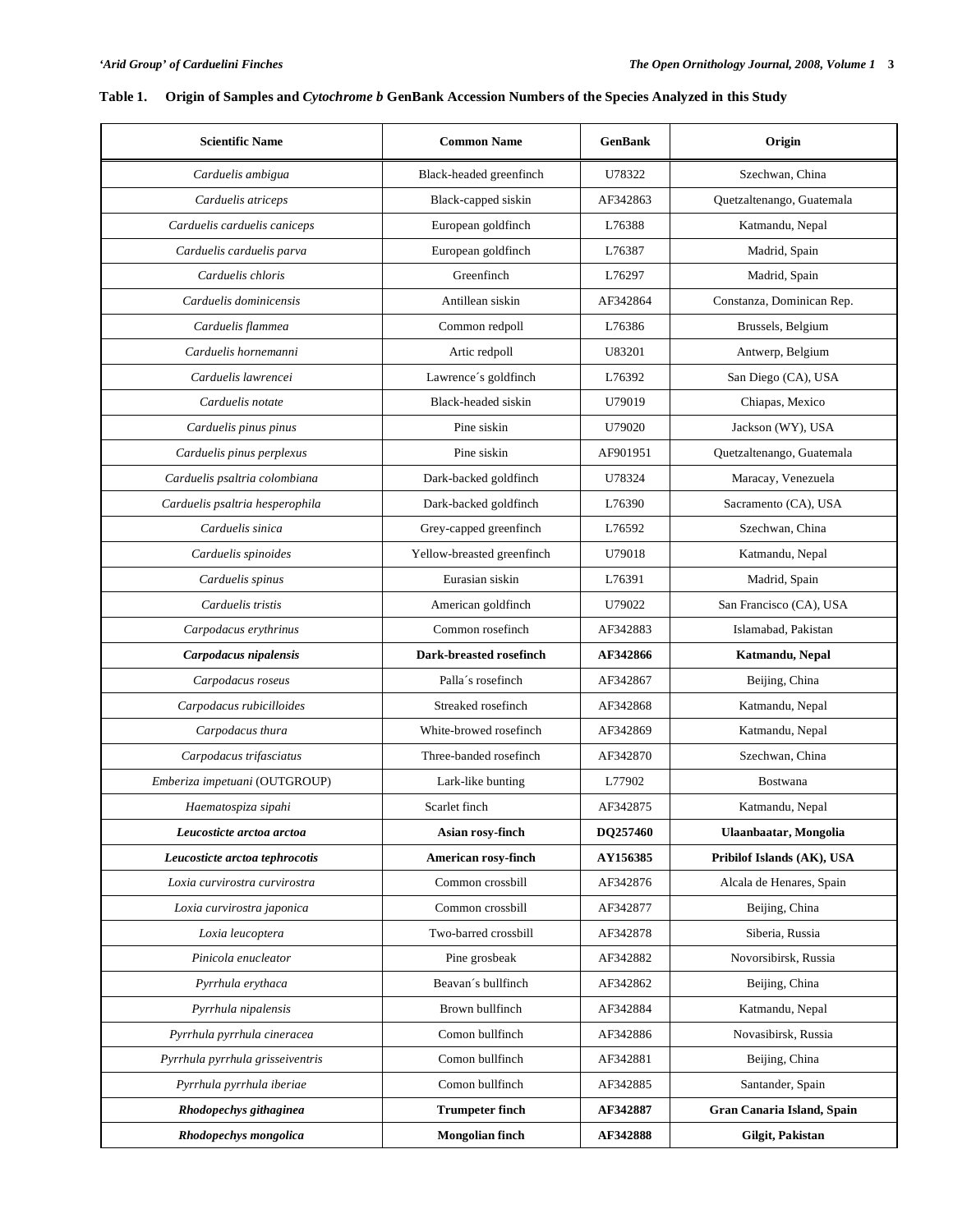**Table 1. Origin of Samples and *Cytochrome b* GenBank Accession Numbers of the Species Analyzed in this Study**

| Scientific Name | Common Name | GenBank | Origin |
|---|---|---|---|
| *Carduelis ambigua* | Black-headed greenfinch | U78322 | Szechwan, China |
| *Carduelis atriceps* | Black-capped siskin | AF342863 | Quetzaltenango, Guatemala |
| *Carduelis carduelis caniceps* | European goldfinch | L76388 | Katmandu, Nepal |
| *Carduelis carduelis parva* | European goldfinch | L76387 | Madrid, Spain |
| *Carduelis chloris* | Greenfinch | L76297 | Madrid, Spain |
| *Carduelis dominicensis* | Antillean siskin | AF342864 | Constanza, Dominican Rep. |
| *Carduelis flammea* | Common redpoll | L76386 | Brussels, Belgium |
| *Carduelis hornemanni* | Artic redpoll | U83201 | Antwerp, Belgium |
| *Carduelis lawrencei* | Lawrence´s goldfinch | L76392 | San Diego (CA), USA |
| *Carduelis notate* | Black-headed siskin | U79019 | Chiapas, Mexico |
| *Carduelis pinus pinus* | Pine siskin | U79020 | Jackson (WY), USA |
| *Carduelis pinus perplexus* | Pine siskin | AF901951 | Quetzaltenango, Guatemala |
| *Carduelis psaltria colombiana* | Dark-backed goldfinch | U78324 | Maracay, Venezuela |
| *Carduelis psaltria hesperophila* | Dark-backed goldfinch | L76390 | Sacramento (CA), USA |
| *Carduelis sinica* | Grey-capped greenfinch | L76592 | Szechwan, China |
| *Carduelis spinoides* | Yellow-breasted greenfinch | U79018 | Katmandu, Nepal |
| *Carduelis spinus* | Eurasian siskin | L76391 | Madrid, Spain |
| *Carduelis tristis* | American goldfinch | U79022 | San Francisco (CA), USA |
| *Carpodacus erythrinus* | Common rosefinch | AF342883 | Islamabad, Pakistan |
| ***Carpodacus nipalensis*** | **Dark-breasted rosefinch** | **AF342866** | **Katmandu, Nepal** |
| *Carpodacus roseus* | Palla´s rosefinch | AF342867 | Beijing, China |
| *Carpodacus rubicilloides* | Streaked rosefinch | AF342868 | Katmandu, Nepal |
| *Carpodacus thura* | White-browed rosefinch | AF342869 | Katmandu, Nepal |
| *Carpodacus trifasciatus* | Three-banded rosefinch | AF342870 | Szechwan, China |
| *Emberiza impetuani* (OUTGROUP) | Lark-like bunting | L77902 | Bostwana |
| *Haematospiza sipahi* | Scarlet finch | AF342875 | Katmandu, Nepal |
| ***Leucosticte arctoa arctoa*** | **Asian rosy-finch** | **DQ257460** | **Ulaanbaatar, Mongolia** |
| ***Leucosticte arctoa tephrocotis*** | **American rosy-finch** | **AY156385** | **Pribilof Islands (AK), USA** |
| *Loxia curvirostra curvirostra* | Common crossbill | AF342876 | Alcala de Henares, Spain |
| *Loxia curvirostra japonica* | Common crossbill | AF342877 | Beijing, China |
| *Loxia leucoptera* | Two-barred crossbill | AF342878 | Siberia, Russia |
| *Pinicola enucleator* | Pine grosbeak | AF342882 | Novorsibirsk, Russia |
| *Pyrrhula erythaca* | Beavan´s bullfinch | AF342862 | Beijing, China |
| *Pyrrhula nipalensis* | Brown bullfinch | AF342884 | Katmandu, Nepal |
| *Pyrrhula pyrrhula cineracea* | Comon bullfinch | AF342886 | Novasibirsk, Russia |
| *Pyrrhula pyrrhula grisseiventris* | Comon bullfinch | AF342881 | Beijing, China |
| *Pyrrhula pyrrhula iberiae* | Comon bullfinch | AF342885 | Santander, Spain |
| ***Rhodopechys githaginea*** | **Trumpeter finch** | **AF342887** | **Gran Canaria Island, Spain** |
| ***Rhodopechys mongolica*** | **Mongolian finch** | **AF342888** | **Gilgit, Pakistan** |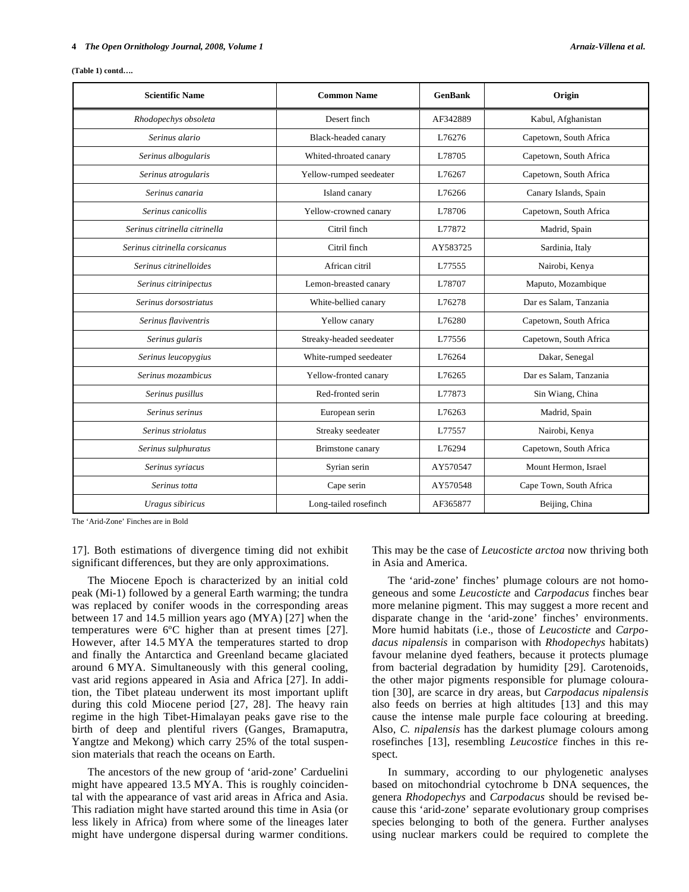**(Table 1) contd….**

| Scientific Name | Common Name | GenBank | Origin |
|---|---|---|---|
| *Rhodopechys obsoleta* | Desert finch | AF342889 | Kabul, Afghanistan |
| *Serinus alario* | Black-headed canary | L76276 | Capetown, South Africa |
| *Serinus albogularis* | Whited-throated canary | L78705 | Capetown, South Africa |
| *Serinus atrogularis* | Yellow-rumped seedeater | L76267 | Capetown, South Africa |
| *Serinus canaria* | Island canary | L76266 | Canary Islands, Spain |
| *Serinus canicollis* | Yellow-crowned canary | L78706 | Capetown, South Africa |
| *Serinus citrinella citrinella* | Citril finch | L77872 | Madrid, Spain |
| *Serinus citrinella corsicanus* | Citril finch | AY583725 | Sardinia, Italy |
| *Serinus citrinelloides* | African citril | L77555 | Nairobi, Kenya |
| *Serinus citrinipectus* | Lemon-breasted canary | L78707 | Maputo, Mozambique |
| *Serinus dorsostriatus* | White-bellied canary | L76278 | Dar es Salam, Tanzania |
| *Serinus flaviventris* | Yellow canary | L76280 | Capetown, South Africa |
| *Serinus gularis* | Streaky-headed seedeater | L77556 | Capetown, South Africa |
| *Serinus leucopygius* | White-rumped seedeater | L76264 | Dakar, Senegal |
| *Serinus mozambicus* | Yellow-fronted canary | L76265 | Dar es Salam, Tanzania |
| *Serinus pusillus* | Red-fronted serin | L77873 | Sin Wiang, China |
| *Serinus serinus* | European serin | L76263 | Madrid, Spain |
| *Serinus striolatus* | Streaky seedeater | L77557 | Nairobi, Kenya |
| *Serinus sulphuratus* | Brimstone canary | L76294 | Capetown, South Africa |
| *Serinus syriacus* | Syrian serin | AY570547 | Mount Hermon, Israel |
| *Serinus totta* | Cape serin | AY570548 | Cape Town, South Africa |
| *Uragus sibiricus* | Long-tailed rosefinch | AF365877 | Beijing, China |

The 'Arid-Zone' Finches are in Bold

17]. Both estimations of divergence timing did not exhibit significant differences, but they are only approximations.

The Miocene Epoch is characterized by an initial cold peak (Mi-1) followed by a general Earth warming; the tundra was replaced by conifer woods in the corresponding areas between 17 and 14.5 million years ago (MYA) [27] when the temperatures were 6ºC higher than at present times [27]. However, after 14.5 MYA the temperatures started to drop and finally the Antarctica and Greenland became glaciated around 6 MYA. Simultaneously with this general cooling, vast arid regions appeared in Asia and Africa [27]. In addition, the Tibet plateau underwent its most important uplift during this cold Miocene period [27, 28]. The heavy rain regime in the high Tibet-Himalayan peaks gave rise to the birth of deep and plentiful rivers (Ganges, Bramaputra, Yangtze and Mekong) which carry 25% of the total suspension materials that reach the oceans on Earth.

The ancestors of the new group of 'arid-zone' Carduelini might have appeared 13.5 MYA. This is roughly coincidental with the appearance of vast arid areas in Africa and Asia. This radiation might have started around this time in Asia (or less likely in Africa) from where some of the lineages later might have undergone dispersal during warmer conditions. This may be the case of *Leucosticte arctoa* now thriving both in Asia and America.

The 'arid-zone' finches' plumage colours are not homogeneous and some *Leucosticte* and *Carpodacus* finches bear more melanine pigment. This may suggest a more recent and disparate change in the 'arid-zone' finches' environments. More humid habitats (i.e., those of *Leucosticte* and *Carpodacus nipalensis* in comparison with *Rhodopechys* habitats) favour melanine dyed feathers, because it protects plumage from bacterial degradation by humidity [29]. Carotenoids, the other major pigments responsible for plumage colouration [30], are scarce in dry areas, but *Carpodacus nipalensis* also feeds on berries at high altitudes [13] and this may cause the intense male purple face colouring at breeding. Also, *C. nipalensis* has the darkest plumage colours among rosefinches [13], resembling *Leucostice* finches in this respect.

In summary, according to our phylogenetic analyses based on mitochondrial cytochrome b DNA sequences, the genera *Rhodopechys* and *Carpodacus* should be revised because this 'arid-zone' separate evolutionary group comprises species belonging to both of the genera. Further analyses using nuclear markers could be required to complete the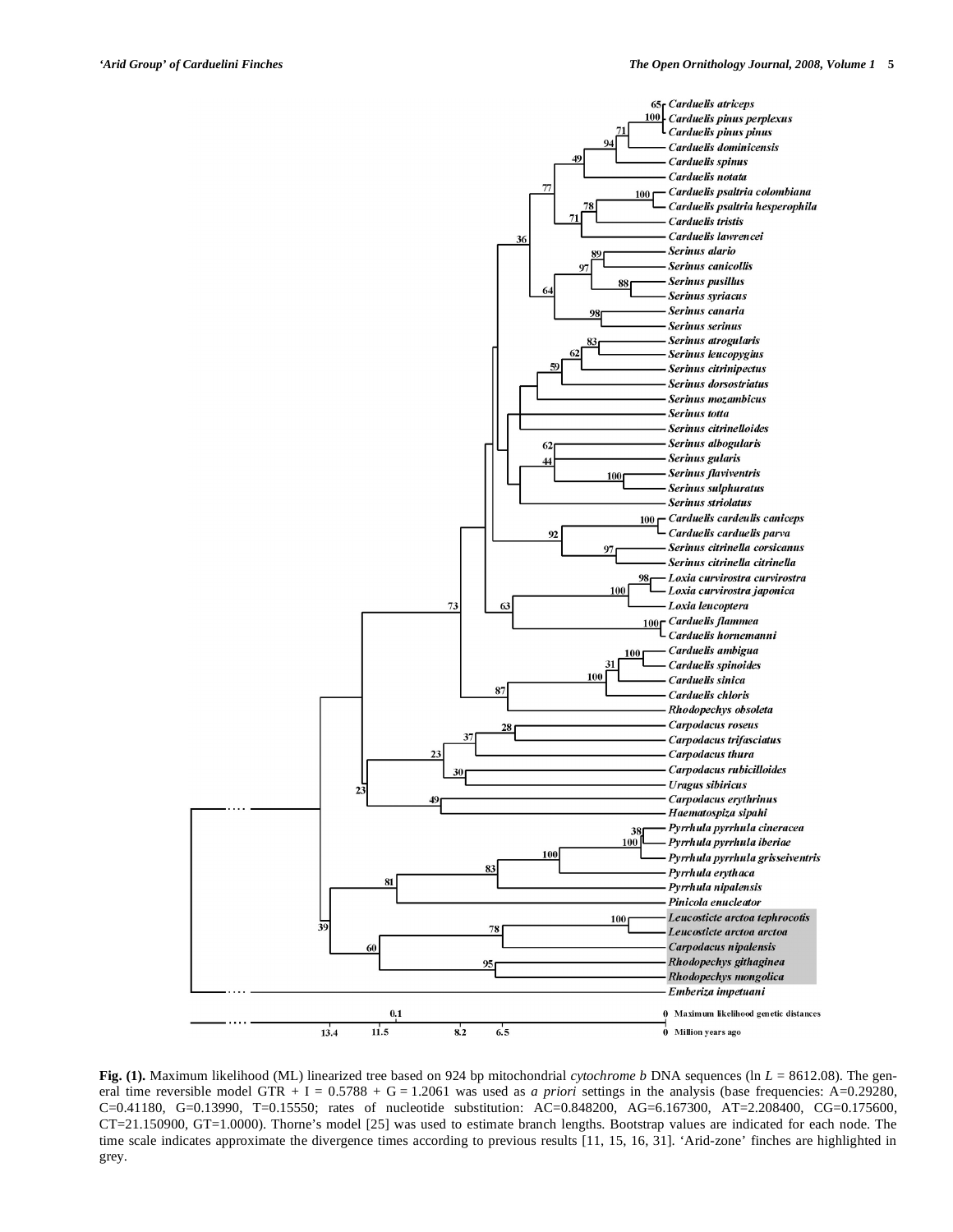**Fig. (1).** Maximum likelihood (ML) linearized tree based on 924 bp mitochondrial *cytochrome b* DNA sequences (ln $L$ = 8612.08). The general time reversible model GTR + I = 0.5788 + G = 1.2061 was used as *a priori* settings in the analysis (base frequencies: A=0.29280, C=0.41180, G=0.13990, T=0.15550; rates of nucleotide substitution: AC=0.848200, AG=6.167300, AT=2.208400, CG=0.175600, CT=21.150900, GT=1.0000). Thorne's model [25] was used to estimate branch lengths. Bootstrap values are indicated for each node. The time scale indicates approximate the divergence times according to previous results [11, 15, 16, 31]. 'Arid-zone' finches are highlighted in grey.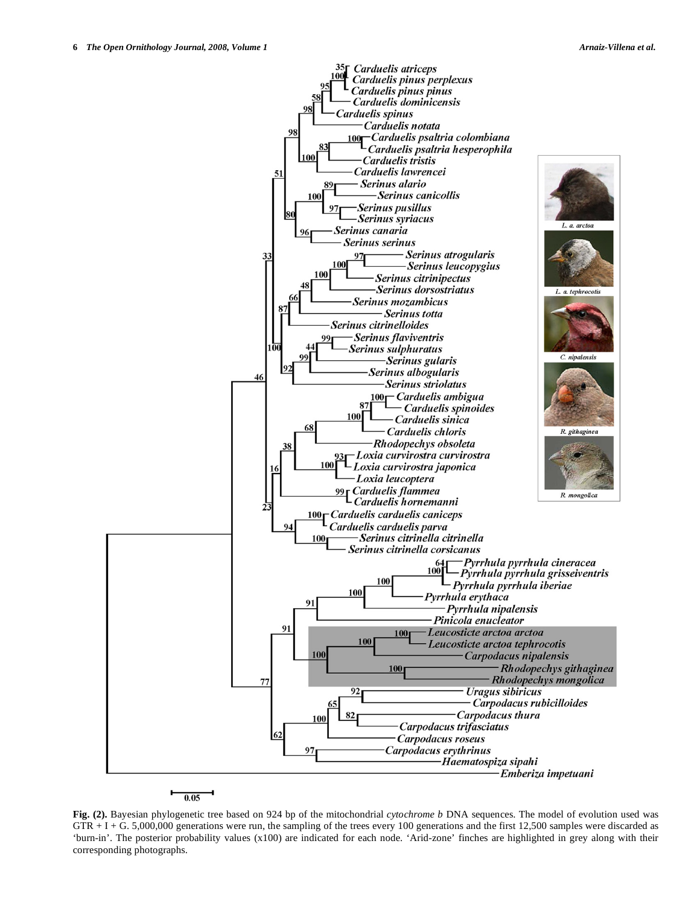**Fig. (2).** Bayesian phylogenetic tree based on 924 bp of the mitochondrial *cytochrome b* DNA sequences. The model of evolution used was GTR + I + G. 5,000,000 generations were run, the sampling of the trees every 100 generations and the first 12,500 samples were discarded as 'burn-in'. The posterior probability values (x100) are indicated for each node. 'Arid-zone' finches are highlighted in grey along with their corresponding photographs.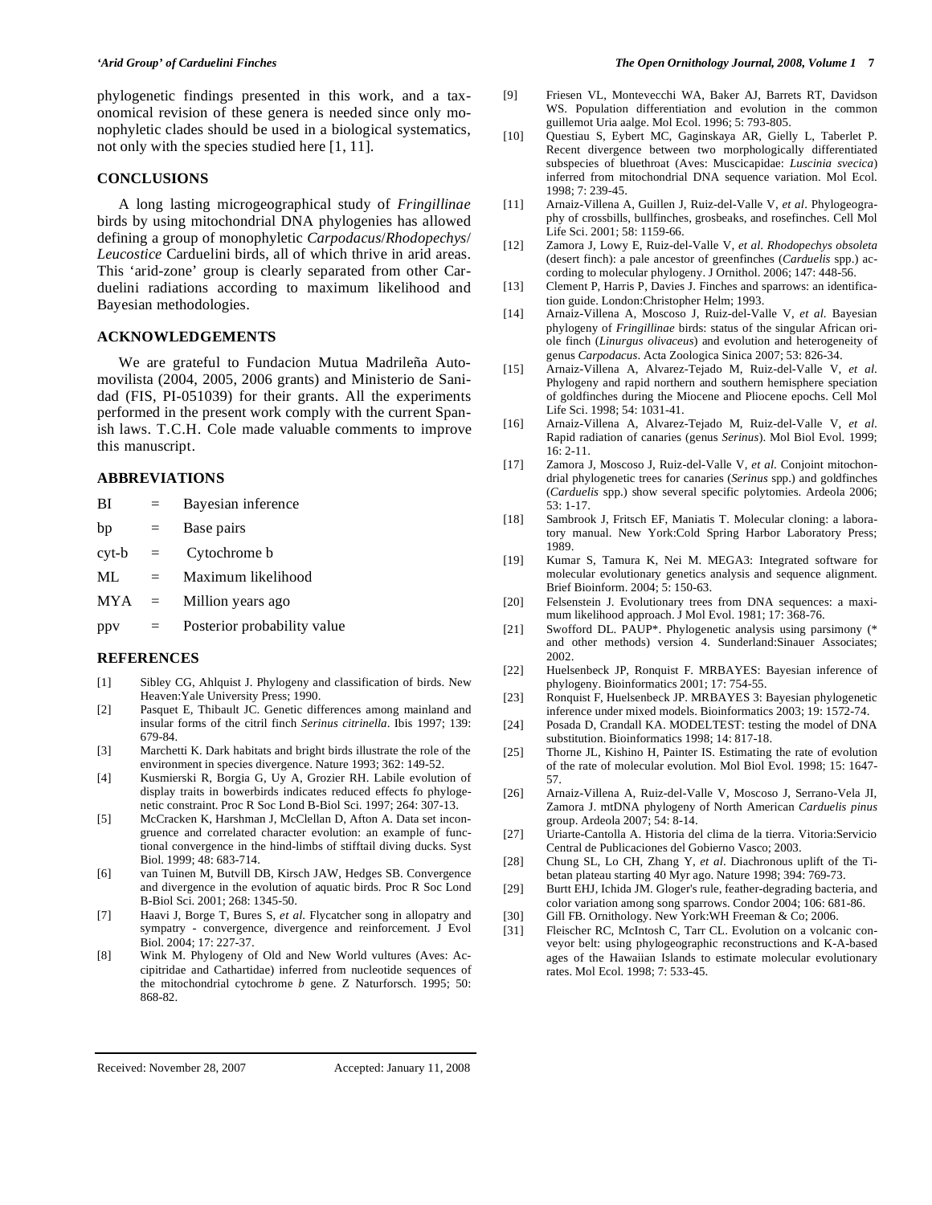phylogenetic findings presented in this work, and a taxonomical revision of these genera is needed since only monophyletic clades should be used in a biological systematics, not only with the species studied here [1, 11].

## CONCLUSIONS

A long lasting microgeographical study of *Fringillinae* birds by using mitochondrial DNA phylogenies has allowed defining a group of monophyletic *Carpodacus*/*Rhodopechys*/*Leucostice* Carduelini birds, all of which thrive in arid areas. This 'arid-zone' group is clearly separated from other Carduelini radiations according to maximum likelihood and Bayesian methodologies.

## ACKNOWLEDGEMENTS

We are grateful to Fundacion Mutua Madrileña Automovilista (2004, 2005, 2006 grants) and Ministerio de Sanidad (FIS, PI-051039) for their grants. All the experiments performed in the present work comply with the current Spanish laws. T.C.H. Cole made valuable comments to improve this manuscript.

## ABBREVIATIONS

BI = Bayesian inference

bp = Base pairs

cyt-b = Cytochrome b

ML = Maximum likelihood

MYA = Million years ago

ppv = Posterior probability value

## REFERENCES

[1] Sibley CG, Ahlquist J. Phylogeny and classification of birds. New Heaven:Yale University Press; 1990.

[2] Pasquet E, Thibault JC. Genetic differences among mainland and insular forms of the citril finch *Serinus citrinella*. Ibis 1997; 139: 679-84.

[3] Marchetti K. Dark habitats and bright birds illustrate the role of the environment in species divergence. Nature 1993; 362: 149-52.

[4] Kusmierski R, Borgia G, Uy A, Grozier RH. Labile evolution of display traits in bowerbirds indicates reduced effects fo phylogenetic constraint. Proc R Soc Lond B-Biol Sci. 1997; 264: 307-13.

[5] McCracken K, Harshman J, McClellan D, Afton A. Data set incongruence and correlated character evolution: an example of functional convergence in the hind-limbs of stifftail diving ducks. Syst Biol. 1999; 48: 683-714.

[6] van Tuinen M, Butvill DB, Kirsch JAW, Hedges SB. Convergence and divergence in the evolution of aquatic birds. Proc R Soc Lond B-Biol Sci. 2001; 268: 1345-50.

[7] Haavi J, Borge T, Bures S, *et al.* Flycatcher song in allopatry and sympatry - convergence, divergence and reinforcement. J Evol Biol. 2004; 17: 227-37.

[8] Wink M. Phylogeny of Old and New World vultures (Aves: Accipitridae and Cathartidae) inferred from nucleotide sequences of the mitochondrial cytochrome *b* gene. Z Naturforsch. 1995; 50: 868-82.

[9] Friesen VL, Montevecchi WA, Baker AJ, Barrets RT, Davidson WS. Population differentiation and evolution in the common guillemot Uria aalge. Mol Ecol. 1996; 5: 793-805.

[10] Questiau S, Eybert MC, Gaginskaya AR, Gielly L, Taberlet P. Recent divergence between two morphologically differentiated subspecies of bluethroat (Aves: Muscicapidae: *Luscinia svecica*) inferred from mitochondrial DNA sequence variation. Mol Ecol. 1998; 7: 239-45.

[11] Arnaiz-Villena A, Guillen J, Ruiz-del-Valle V, *et al*. Phylogeography of crossbills, bullfinches, grosbeaks, and rosefinches. Cell Mol Life Sci. 2001; 58: 1159-66.

[12] Zamora J, Lowy E, Ruiz-del-Valle V, *et al*. *Rhodopechys obsoleta* (desert finch): a pale ancestor of greenfinches (*Carduelis* spp.) according to molecular phylogeny. J Ornithol. 2006; 147: 448-56.

[13] Clement P, Harris P, Davies J. Finches and sparrows: an identification guide. London:Christopher Helm; 1993.

[14] Arnaiz-Villena A, Moscoso J, Ruiz-del-Valle V, *et al.* Bayesian phylogeny of *Fringillinae* birds: status of the singular African oriole finch (*Linurgus olivaceus*) and evolution and heterogeneity of genus *Carpodacus*. Acta Zoologica Sinica 2007; 53: 826-34.

[15] Arnaiz-Villena A, Alvarez-Tejado M, Ruiz-del-Valle V, *et al.* Phylogeny and rapid northern and southern hemisphere speciation of goldfinches during the Miocene and Pliocene epochs. Cell Mol Life Sci. 1998; 54: 1031-41.

[16] Arnaiz-Villena A, Alvarez-Tejado M, Ruiz-del-Valle V, *et al.* Rapid radiation of canaries (genus *Serinus*). Mol Biol Evol. 1999; 16: 2-11.

[17] Zamora J, Moscoso J, Ruiz-del-Valle V, *et al.* Conjoint mitochondrial phylogenetic trees for canaries (*Serinus* spp.) and goldfinches (*Carduelis* spp.) show several specific polytomies. Ardeola 2006; 53: 1-17.

[18] Sambrook J, Fritsch EF, Maniatis T. Molecular cloning: a laboratory manual. New York:Cold Spring Harbor Laboratory Press; 1989.

[19] Kumar S, Tamura K, Nei M. MEGA3: Integrated software for molecular evolutionary genetics analysis and sequence alignment. Brief Bioinform. 2004; 5: 150-63.

[20] Felsenstein J. Evolutionary trees from DNA sequences: a maximum likelihood approach. J Mol Evol. 1981; 17: 368-76.

[21] Swofford DL. PAUP*. Phylogenetic analysis using parsimony (* and other methods) version 4. Sunderland:Sinauer Associates; 2002.

[22] Huelsenbeck JP, Ronquist F. MRBAYES: Bayesian inference of phylogeny. Bioinformatics 2001; 17: 754-55.

[23] Ronquist F, Huelsenbeck JP. MRBAYES 3: Bayesian phylogenetic inference under mixed models. Bioinformatics 2003; 19: 1572-74.

[24] Posada D, Crandall KA. MODELTEST: testing the model of DNA substitution. Bioinformatics 1998; 14: 817-18.

[25] Thorne JL, Kishino H, Painter IS. Estimating the rate of evolution of the rate of molecular evolution. Mol Biol Evol. 1998; 15: 1647-57.

[26] Arnaiz-Villena A, Ruiz-del-Valle V, Moscoso J, Serrano-Vela JI, Zamora J. mtDNA phylogeny of North American *Carduelis pinus* group. Ardeola 2007; 54: 8-14.

[27] Uriarte-Cantolla A. Historia del clima de la tierra. Vitoria:Servicio Central de Publicaciones del Gobierno Vasco; 2003.

[28] Chung SL, Lo CH, Zhang Y, *et al*. Diachronous uplift of the Tibetan plateau starting 40 Myr ago. Nature 1998; 394: 769-73.

[29] Burtt EHJ, Ichida JM. Gloger's rule, feather-degrading bacteria, and color variation among song sparrows. Condor 2004; 106: 681-86.

[30] Gill FB. Ornithology. New York:WH Freeman & Co; 2006.

[31] Fleischer RC, McIntosh C, Tarr CL. Evolution on a volcanic conveyor belt: using phylogeographic reconstructions and K-A-based ages of the Hawaiian Islands to estimate molecular evolutionary rates. Mol Ecol. 1998; 7: 533-45.

Received: November 28, 2007 Accepted: January 11, 2008